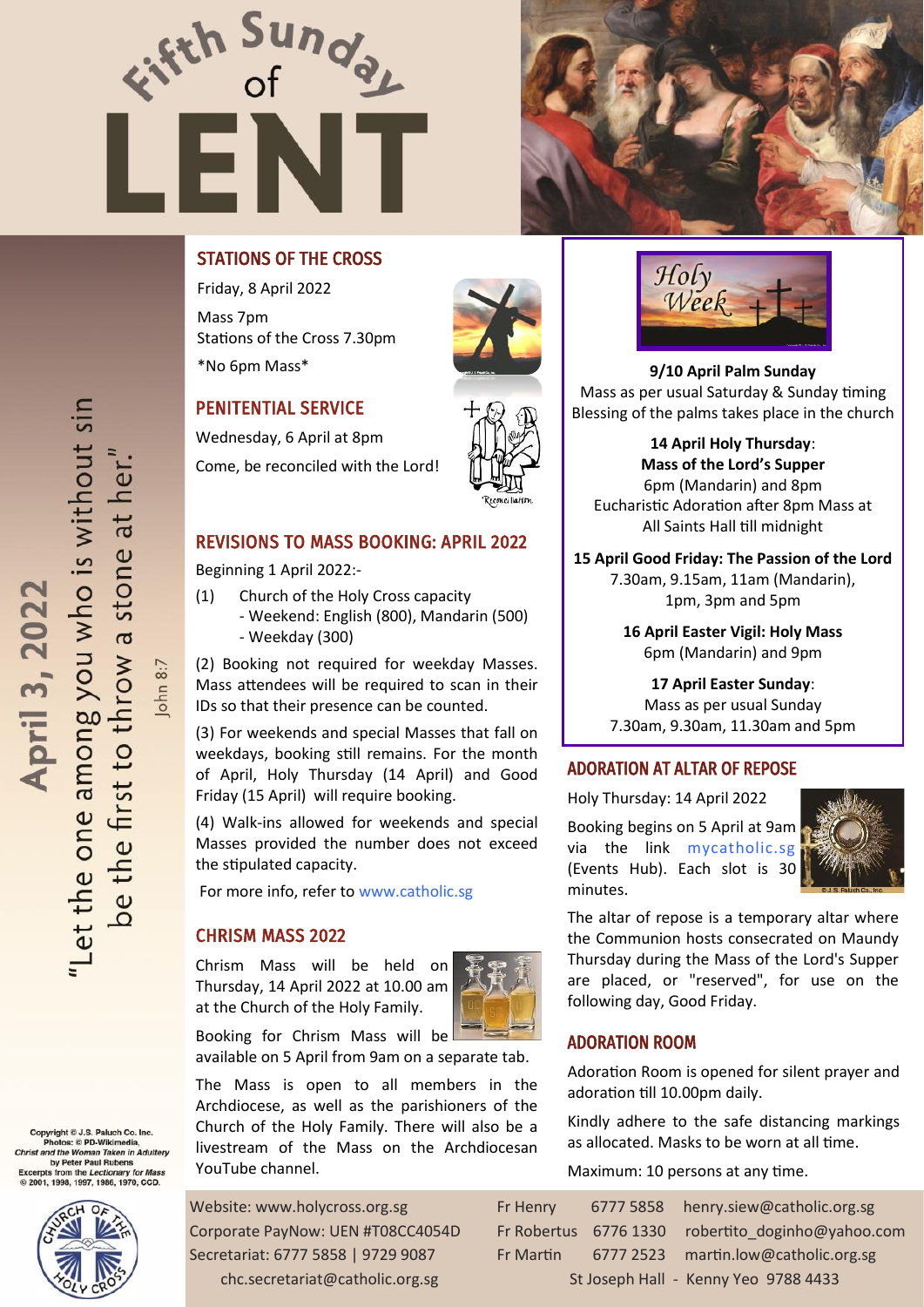# Fifth Sunday of LENT

**April 3, 2022**

"Let the one among you who is without sin be the first to throw a stone at her."

John 8:7

## STATIONS OF THE CROSS

Friday, 8 April 2022

Mass 7pm
Stations of the Cross 7.30pm

*No 6pm Mass*

## PENITENTIAL SERVICE

Wednesday, 6 April at 8pm

Come, be reconciled with the Lord!

## REVISIONS TO MASS BOOKING: APRIL 2022

Beginning 1 April 2022:-

(1) Church of the Holy Cross capacity
- Weekend: English (800), Mandarin (500)
- Weekday (300)

(2) Booking not required for weekday Masses. Mass attendees will be required to scan in their IDs so that their presence can be counted.

(3) For weekends and special Masses that fall on weekdays, booking still remains. For the month of April, Holy Thursday (14 April) and Good Friday (15 April) will require booking.

(4) Walk-ins allowed for weekends and special Masses provided the number does not exceed the stipulated capacity.

For more info, refer to www.catholic.sg

## CHRISM MASS 2022

Chrism Mass will be held on Thursday, 14 April 2022 at 10.00 am at the Church of the Holy Family.

Booking for Chrism Mass will be available on 5 April from 9am on a separate tab.

The Mass is open to all members in the Archdiocese, as well as the parishioners of the Church of the Holy Family. There will also be a livestream of the Mass on the Archdiocesan YouTube channel.

## Holy Week

**9/10 April Palm Sunday**
Mass as per usual Saturday & Sunday timing
Blessing of the palms takes place in the church

**14 April Holy Thursday**:
**Mass of the Lord's Supper**
6pm (Mandarin) and 8pm
Eucharistic Adoration after 8pm Mass at All Saints Hall till midnight

**15 April Good Friday: The Passion of the Lord**
7.30am, 9.15am, 11am (Mandarin), 1pm, 3pm and 5pm

**16 April Easter Vigil: Holy Mass**
6pm (Mandarin) and 9pm

**17 April Easter Sunday**:
Mass as per usual Sunday
7.30am, 9.30am, 11.30am and 5pm

## ADORATION AT ALTAR OF REPOSE

Holy Thursday: 14 April 2022

Booking begins on 5 April at 9am via the link mycatholic.sg (Events Hub). Each slot is 30 minutes.

The altar of repose is a temporary altar where the Communion hosts consecrated on Maundy Thursday during the Mass of the Lord's Supper are placed, or "reserved", for use on the following day, Good Friday.

## ADORATION ROOM

Adoration Room is opened for silent prayer and adoration till 10.00pm daily.

Kindly adhere to the safe distancing markings as allocated. Masks to be worn at all time.

Maximum: 10 persons at any time.

Copyright © J.S. Paluch Co. Inc.
Photos: © PD-Wikimedia, *Christ and the Woman Taken in Adultery* by Peter Paul Rubens
Excerpts from the *Lectionary for Mass* © 2001, 1998, 1997, 1986, 1970, CCD.

Website: www.holycross.org.sg
Corporate PayNow: UEN #T08CC4054D
Secretariat: 6777 5858 | 9729 9087
chc.secretariat@catholic.org.sg

| | | |
|---|---|---|
| Fr Henry | 6777 5858 | henry.siew@catholic.org.sg |
| Fr Robertus | 6776 1330 | robertito_doginho@yahoo.com |
| Fr Martin | 6777 2523 | martin.low@catholic.org.sg |

St Joseph Hall - Kenny Yeo 9788 4433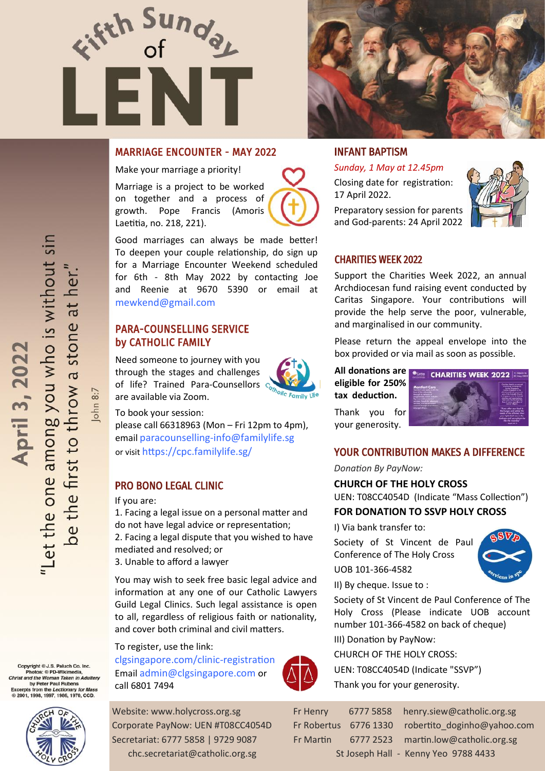# Fifth Sunday of LENT

April 3, 2022

"Let the one among you who is without sin be the first to throw a stone at her."

John 8:7

## MARRIAGE ENCOUNTER - MAY 2022

Make your marriage a priority!

Marriage is a project to be worked on together and a process of growth. Pope Francis (Amoris Laetitia, no. 218, 221).

Good marriages can always be made better! To deepen your couple relationship, do sign up for a Marriage Encounter Weekend scheduled for 6th - 8th May 2022 by contacting Joe and Reenie at 9670 5390 or email at mewkend@gmail.com

## PARA-COUNSELLING SERVICE by CATHOLIC FAMILY

Need someone to journey with you through the stages and challenges of life? Trained Para-Counsellors are available via Zoom.

To book your session:
please call 66318963 (Mon – Fri 12pm to 4pm), email paracounselling-info@familylife.sg or visit https://cpc.familylife.sg/

## PRO BONO LEGAL CLINIC

If you are:
1. Facing a legal issue on a personal matter and do not have legal advice or representation;
2. Facing a legal dispute that you wished to have mediated and resolved; or
3. Unable to afford a lawyer

You may wish to seek free basic legal advice and information at any one of our Catholic Lawyers Guild Legal Clinics. Such legal assistance is open to all, regardless of religious faith or nationality, and cover both criminal and civil matters.

To register, use the link:
clgsingapore.com/clinic-registration
Email admin@clgsingapore.com or call 6801 7494

## INFANT BAPTISM

*Sunday, 1 May at 12.45pm*

Closing date for registration: 17 April 2022.

Preparatory session for parents and God-parents: 24 April 2022

## CHARITIES WEEK 2022

Support the Charities Week 2022, an annual Archdiocesan fund raising event conducted by Caritas Singapore. Your contributions will provide the help serve the poor, vulnerable, and marginalised in our community.

Please return the appeal envelope into the box provided or via mail as soon as possible.

**All donations are eligible for 250% tax deduction.**

Thank you for your generosity.

## YOUR CONTRIBUTION MAKES A DIFFERENCE

*Donation By PayNow:*

**CHURCH OF THE HOLY CROSS**
UEN: T08CC4054D (Indicate "Mass Collection")

**FOR DONATION TO SSVP HOLY CROSS**

I) Via bank transfer to:
Society of St Vincent de Paul Conference of The Holy Cross
UOB 101-366-4582

II) By cheque. Issue to :
Society of St Vincent de Paul Conference of The Holy Cross (Please indicate UOB account number 101-366-4582 on back of cheque)

III) Donation by PayNow:
CHURCH OF THE HOLY CROSS:
UEN: T08CC4054D (Indicate "SSVP")
Thank you for your generosity.

Copyright © J.S. Paluch Co. Inc.
Photos: © PD-Wikimedia, *Christ and the Woman Taken in Adultery* by Peter Paul Rubens
Excerpts from the *Lectionary for Mass* © 2001, 1998, 1997, 1986, 1970, CCD.

Website: www.holycross.org.sg
Corporate PayNow: UEN #T08CC4054D
Secretariat: 6777 5858 | 9729 9087
chc.secretariat@catholic.org.sg

| | | |
|---|---|---|
| Fr Henry | 6777 5858 | henry.siew@catholic.org.sg |
| Fr Robertus | 6776 1330 | robertito_doginho@yahoo.com |
| Fr Martin | 6777 2523 | martin.low@catholic.org.sg |

St Joseph Hall - Kenny Yeo 9788 4433